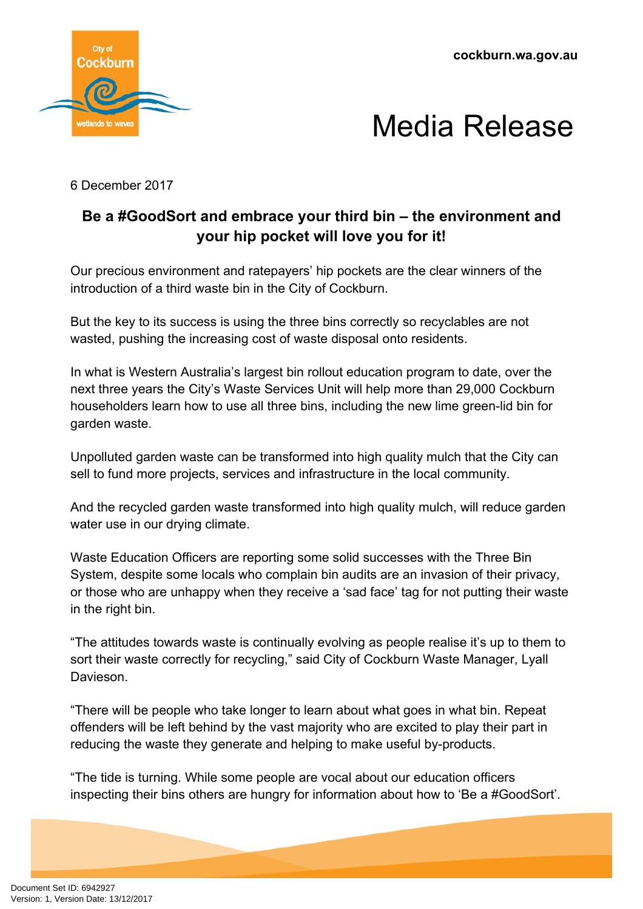cockburn.wa.gov.au

# Media Release

6 December 2017

## Be a #GoodSort and embrace your third bin – the environment and your hip pocket will love you for it!

Our precious environment and ratepayers' hip pockets are the clear winners of the introduction of a third waste bin in the City of Cockburn.

But the key to its success is using the three bins correctly so recyclables are not wasted, pushing the increasing cost of waste disposal onto residents.

In what is Western Australia's largest bin rollout education program to date, over the next three years the City's Waste Services Unit will help more than 29,000 Cockburn householders learn how to use all three bins, including the new lime green-lid bin for garden waste.

Unpolluted garden waste can be transformed into high quality mulch that the City can sell to fund more projects, services and infrastructure in the local community.

And the recycled garden waste transformed into high quality mulch, will reduce garden water use in our drying climate.

Waste Education Officers are reporting some solid successes with the Three Bin System, despite some locals who complain bin audits are an invasion of their privacy, or those who are unhappy when they receive a 'sad face' tag for not putting their waste in the right bin.

"The attitudes towards waste is continually evolving as people realise it's up to them to sort their waste correctly for recycling," said City of Cockburn Waste Manager, Lyall Davieson.

"There will be people who take longer to learn about what goes in what bin. Repeat offenders will be left behind by the vast majority who are excited to play their part in reducing the waste they generate and helping to make useful by-products.

"The tide is turning. While some people are vocal about our education officers inspecting their bins others are hungry for information about how to 'Be a #GoodSort'.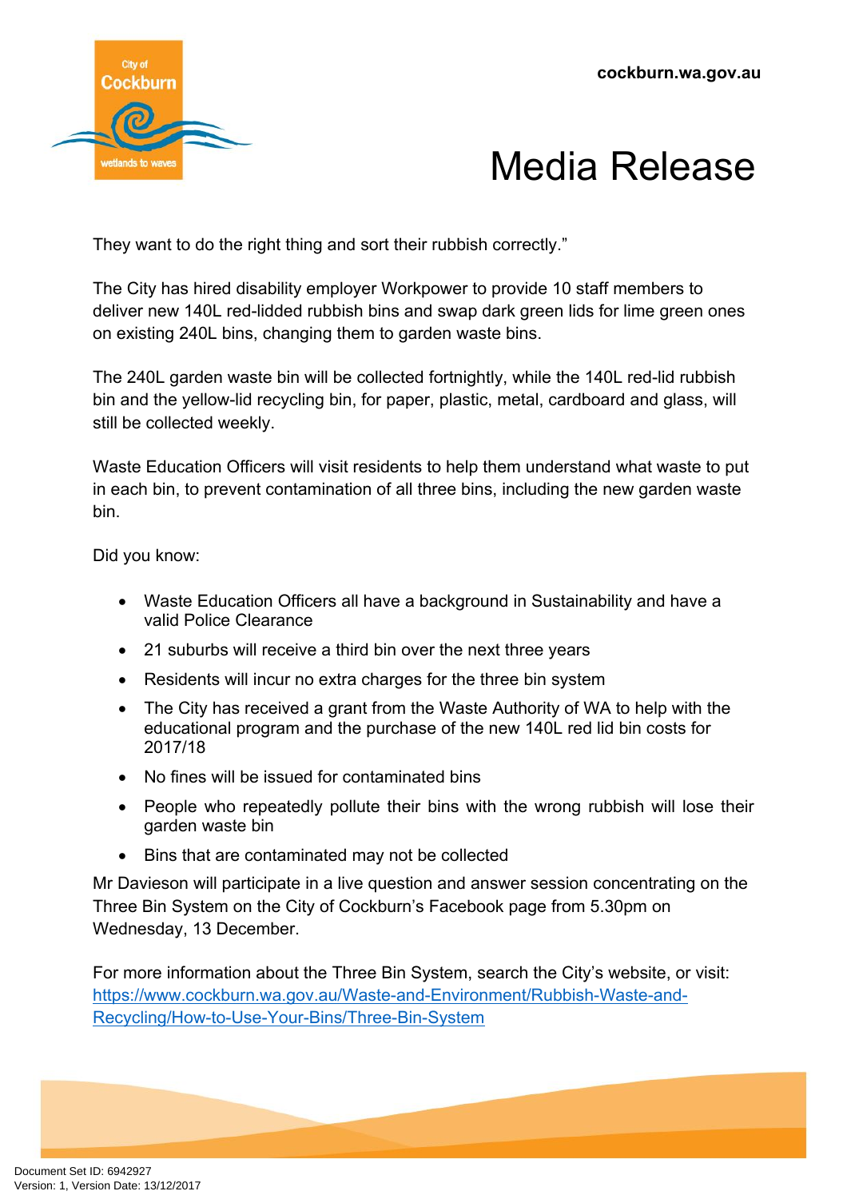They want to do the right thing and sort their rubbish correctly."

The City has hired disability employer Workpower to provide 10 staff members to deliver new 140L red-lidded rubbish bins and swap dark green lids for lime green ones on existing 240L bins, changing them to garden waste bins.

The 240L garden waste bin will be collected fortnightly, while the 140L red-lid rubbish bin and the yellow-lid recycling bin, for paper, plastic, metal, cardboard and glass, will still be collected weekly.

Waste Education Officers will visit residents to help them understand what waste to put in each bin, to prevent contamination of all three bins, including the new garden waste bin.

Did you know:

- Waste Education Officers all have a background in Sustainability and have a valid Police Clearance
- 21 suburbs will receive a third bin over the next three years
- Residents will incur no extra charges for the three bin system
- The City has received a grant from the Waste Authority of WA to help with the educational program and the purchase of the new 140L red lid bin costs for 2017/18
- No fines will be issued for contaminated bins
- People who repeatedly pollute their bins with the wrong rubbish will lose their garden waste bin
- Bins that are contaminated may not be collected

Mr Davieson will participate in a live question and answer session concentrating on the Three Bin System on the City of Cockburn's Facebook page from 5.30pm on Wednesday, 13 December.

For more information about the Three Bin System, search the City's website, or visit: [https://www.cockburn.wa.gov.au/Waste-and-Environment/Rubbish-Waste-and-Recycling/How-to-Use-Your-Bins/Three-Bin-System](https://www.cockburn.wa.gov.au/Waste-and-Environment/Rubbish-Waste-and-Recycling/How-to-Use-Your-Bins/Three-Bin-System)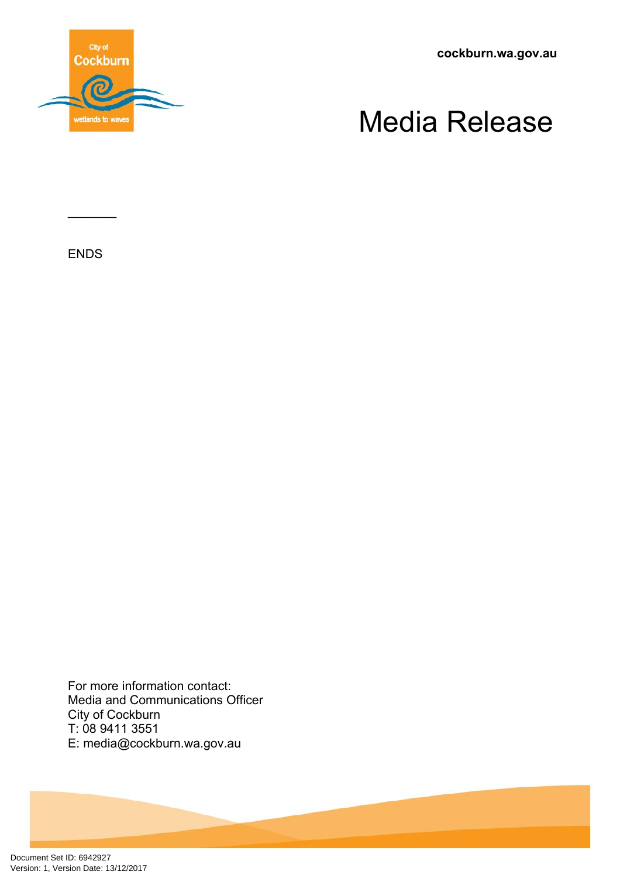Media Release

_______

ENDS

For more information contact:
Media and Communications Officer
City of Cockburn
T: 08 9411 3551
E: media@cockburn.wa.gov.au